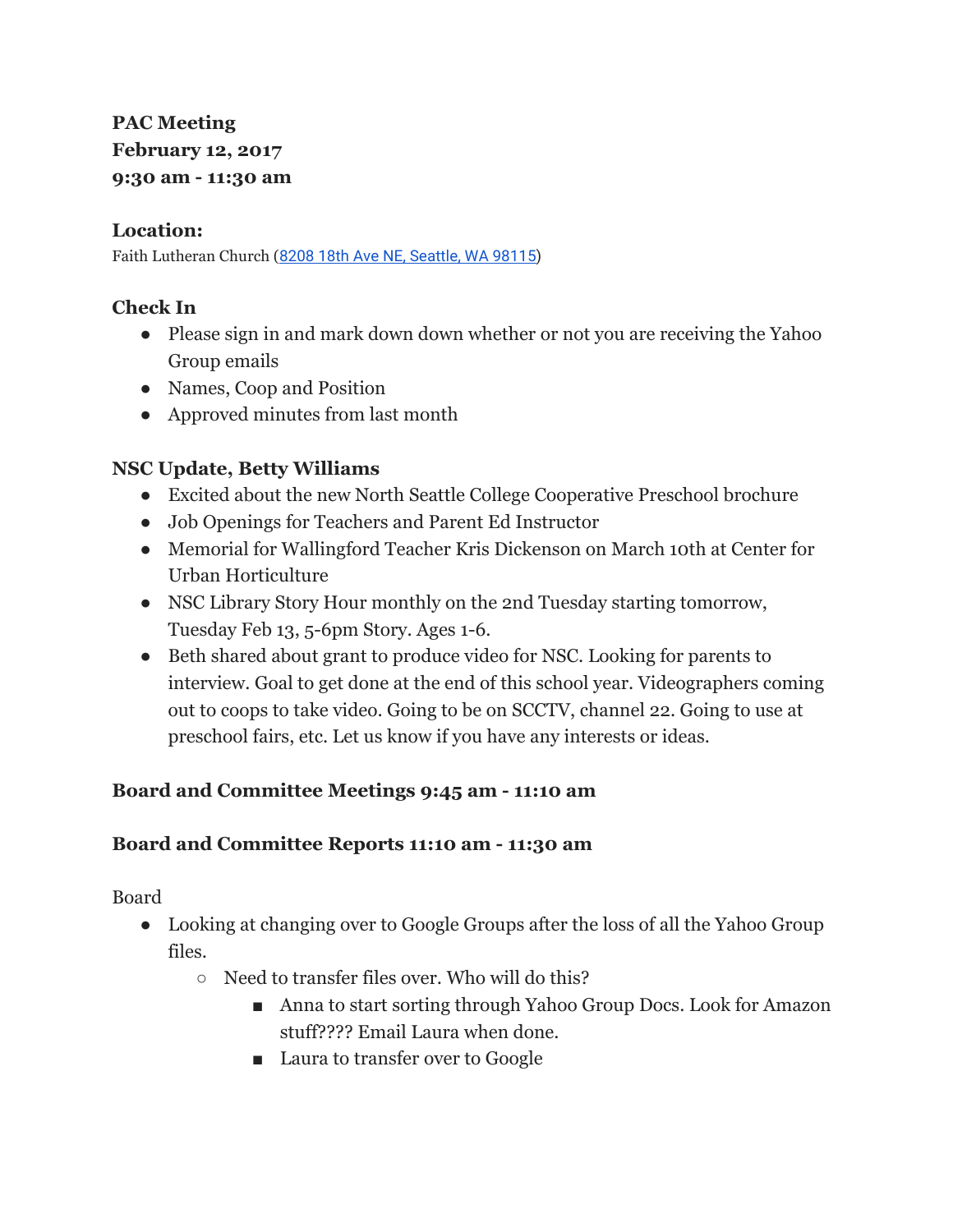**PAC Meeting**
**February 12, 2017**
**9:30 am - 11:30 am**

### Location:

Faith Lutheran Church (8208 18th Ave NE, Seattle, WA 98115)

### Check In

- Please sign in and mark down down whether or not you are receiving the Yahoo Group emails
- Names, Coop and Position
- Approved minutes from last month

### NSC Update, Betty Williams

- Excited about the new North Seattle College Cooperative Preschool brochure
- Job Openings for Teachers and Parent Ed Instructor
- Memorial for Wallingford Teacher Kris Dickenson on March 10th at Center for Urban Horticulture
- NSC Library Story Hour monthly on the 2nd Tuesday starting tomorrow, Tuesday Feb 13, 5-6pm Story. Ages 1-6.
- Beth shared about grant to produce video for NSC. Looking for parents to interview. Goal to get done at the end of this school year. Videographers coming out to coops to take video. Going to be on SCCTV, channel 22. Going to use at preschool fairs, etc. Let us know if you have any interests or ideas.

### Board and Committee Meetings 9:45 am - 11:10 am

### Board and Committee Reports 11:10 am - 11:30 am

Board

- Looking at changing over to Google Groups after the loss of all the Yahoo Group files.
  - Need to transfer files over. Who will do this?
    - Anna to start sorting through Yahoo Group Docs. Look for Amazon stuff???? Email Laura when done.
    - Laura to transfer over to Google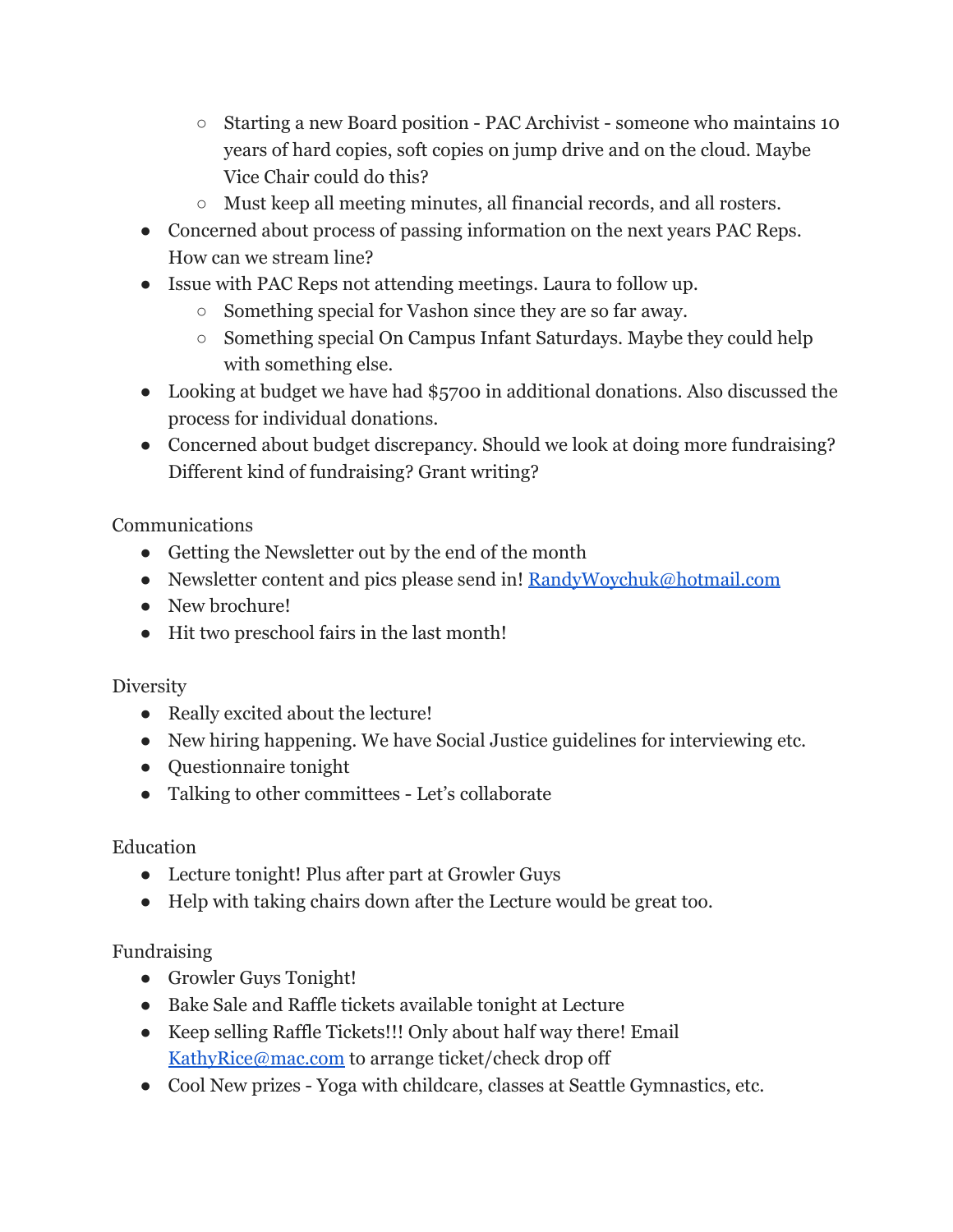- Starting a new Board position - PAC Archivist - someone who maintains 10 years of hard copies, soft copies on jump drive and on the cloud. Maybe Vice Chair could do this?
    - Must keep all meeting minutes, all financial records, and all rosters.
- Concerned about process of passing information on the next years PAC Reps. How can we stream line?
- Issue with PAC Reps not attending meetings. Laura to follow up.
    - Something special for Vashon since they are so far away.
    - Something special On Campus Infant Saturdays. Maybe they could help with something else.
- Looking at budget we have had $5700 in additional donations. Also discussed the process for individual donations.
- Concerned about budget discrepancy. Should we look at doing more fundraising? Different kind of fundraising? Grant writing?

Communications

- Getting the Newsletter out by the end of the month
- Newsletter content and pics please send in! RandyWoychuk@hotmail.com
- New brochure!
- Hit two preschool fairs in the last month!

Diversity

- Really excited about the lecture!
- New hiring happening. We have Social Justice guidelines for interviewing etc.
- Questionnaire tonight
- Talking to other committees - Let's collaborate

Education

- Lecture tonight! Plus after part at Growler Guys
- Help with taking chairs down after the Lecture would be great too.

Fundraising

- Growler Guys Tonight!
- Bake Sale and Raffle tickets available tonight at Lecture
- Keep selling Raffle Tickets!!! Only about half way there! Email KathyRice@mac.com to arrange ticket/check drop off
- Cool New prizes - Yoga with childcare, classes at Seattle Gymnastics, etc.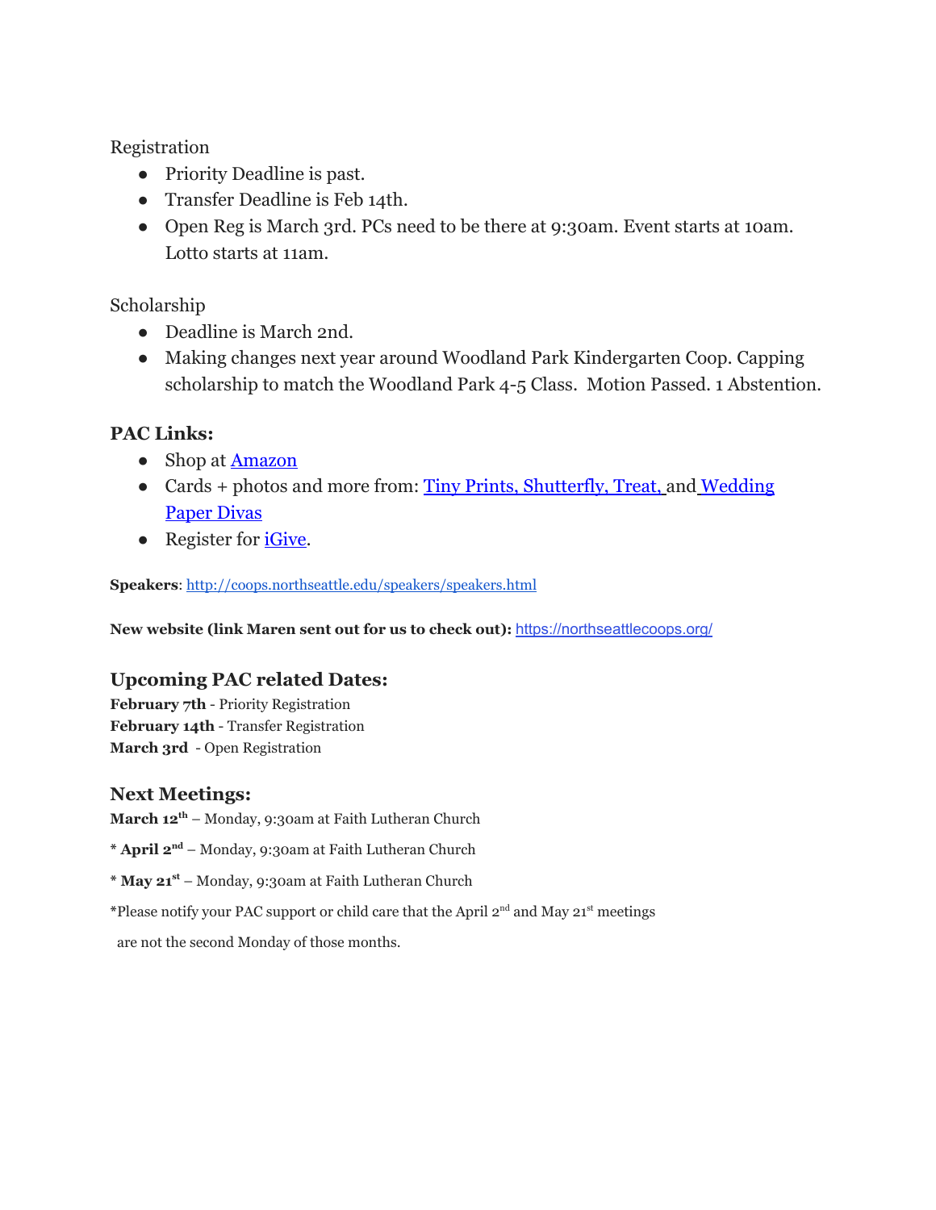Registration

- Priority Deadline is past.
- Transfer Deadline is Feb 14th.
- Open Reg is March 3rd. PCs need to be there at 9:30am. Event starts at 10am. Lotto starts at 11am.

Scholarship

- Deadline is March 2nd.
- Making changes next year around Woodland Park Kindergarten Coop. Capping scholarship to match the Woodland Park 4-5 Class. Motion Passed. 1 Abstention.

### PAC Links:

- Shop at [Amazon]()
- Cards + photos and more from: [Tiny Prints, Shutterfly, Treat,]() and [Wedding Paper Divas]()
- Register for [iGive]().

**Speakers**: http://coops.northseattle.edu/speakers/speakers.html

**New website (link Maren sent out for us to check out):** https://northseattlecoops.org/

### Upcoming PAC related Dates:

**February 7th** - Priority Registration
**February 14th** - Transfer Registration
**March 3rd** - Open Registration

### Next Meetings:

**March 12th** – Monday, 9:30am at Faith Lutheran Church

* **April 2nd** – Monday, 9:30am at Faith Lutheran Church

* **May 21st** – Monday, 9:30am at Faith Lutheran Church

*Please notify your PAC support or child care that the April 2nd and May 21st meetings are not the second Monday of those months.